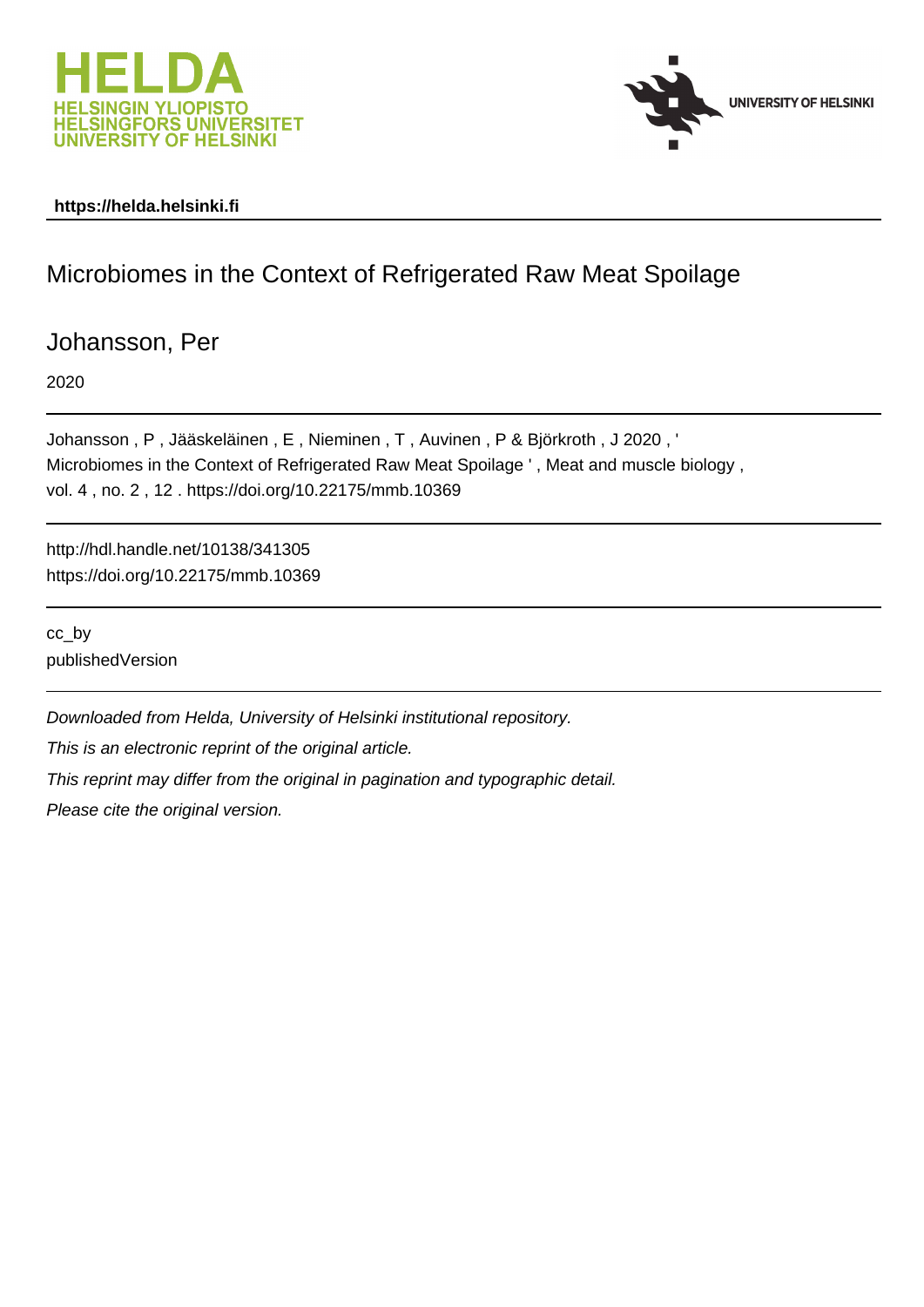**https://helda.helsinki.fi**

# Microbiomes in the Context of Refrigerated Raw Meat Spoilage

## Johansson, Per

2020

Johansson , P , Jääskeläinen , E , Nieminen , T , Auvinen , P & Björkroth , J 2020 , ' Microbiomes in the Context of Refrigerated Raw Meat Spoilage ' , Meat and muscle biology , vol. 4 , no. 2 , 12 . https://doi.org/10.22175/mmb.10369

http://hdl.handle.net/10138/341305
https://doi.org/10.22175/mmb.10369

cc_by
publishedVersion

*Downloaded from Helda, University of Helsinki institutional repository.*

*This is an electronic reprint of the original article.*

*This reprint may differ from the original in pagination and typographic detail.*

*Please cite the original version.*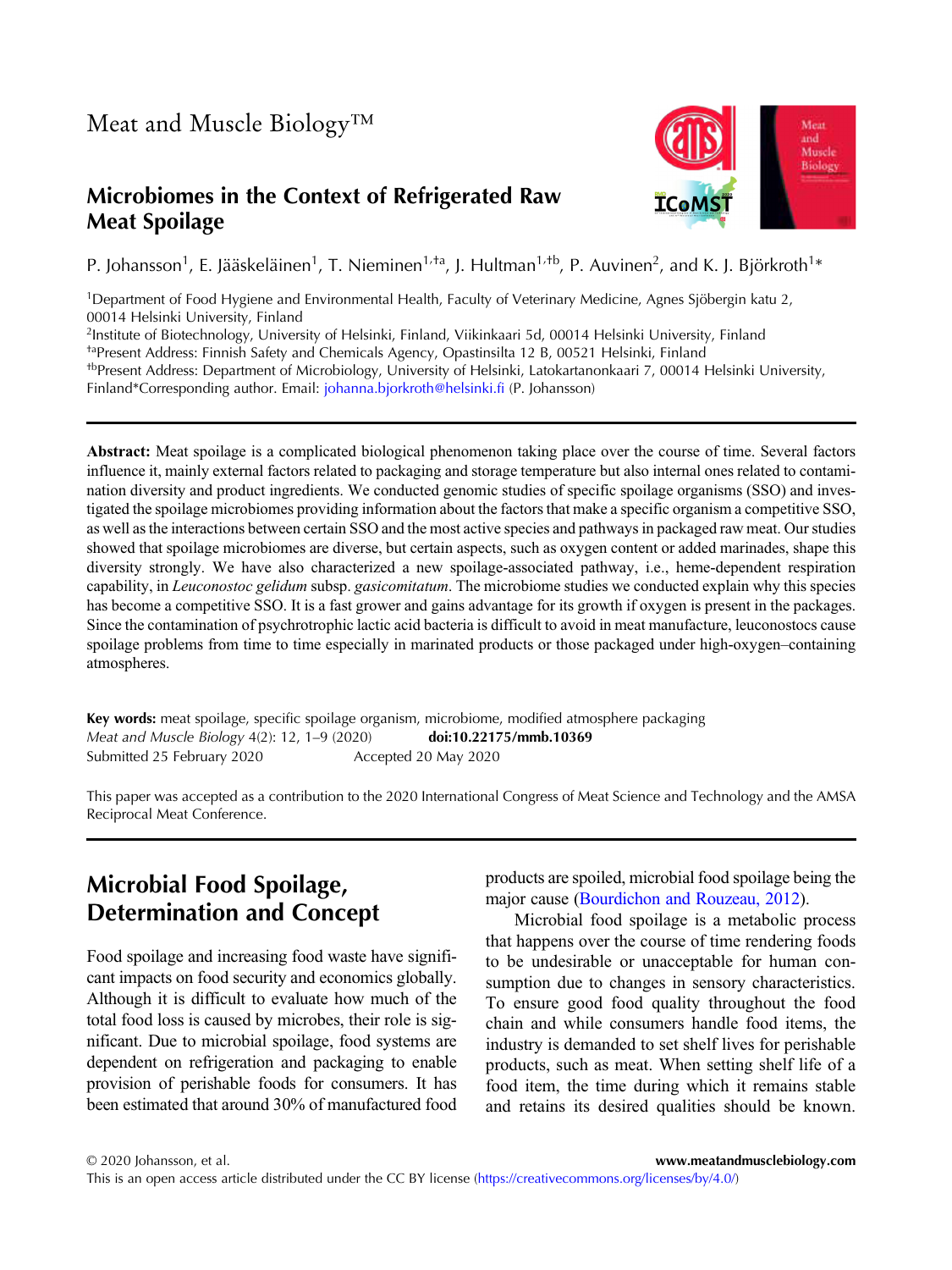# Meat and Muscle Biology™

## Microbiomes in the Context of Refrigerated Raw Meat Spoilage

P. Johansson[1], E. Jääskeläinen[1], T. Nieminen[1,†a], J. Hultman[1,†b], P. Auvinen[2], and K. J. Björkroth[1]*

[1]Department of Food Hygiene and Environmental Health, Faculty of Veterinary Medicine, Agnes Sjöbergin katu 2, 00014 Helsinki University, Finland
[2]Institute of Biotechnology, University of Helsinki, Finland, Viikinkaari 5d, 00014 Helsinki University, Finland
[†a]Present Address: Finnish Safety and Chemicals Agency, Opastinsilta 12 B, 00521 Helsinki, Finland
[†b]Present Address: Department of Microbiology, University of Helsinki, Latokartanonkaari 7, 00014 Helsinki University, Finland*Corresponding author. Email: johanna.bjorkroth@helsinki.fi (P. Johansson)

**Abstract:** Meat spoilage is a complicated biological phenomenon taking place over the course of time. Several factors influence it, mainly external factors related to packaging and storage temperature but also internal ones related to contamination diversity and product ingredients. We conducted genomic studies of specific spoilage organisms (SSO) and investigated the spoilage microbiomes providing information about the factors that make a specific organism a competitive SSO, as well as the interactions between certain SSO and the most active species and pathways in packaged raw meat. Our studies showed that spoilage microbiomes are diverse, but certain aspects, such as oxygen content or added marinades, shape this diversity strongly. We have also characterized a new spoilage-associated pathway, i.e., heme-dependent respiration capability, in *Leuconostoc gelidum* subsp. *gasicomitatum*. The microbiome studies we conducted explain why this species has become a competitive SSO. It is a fast grower and gains advantage for its growth if oxygen is present in the packages. Since the contamination of psychrotrophic lactic acid bacteria is difficult to avoid in meat manufacture, leuconostocs cause spoilage problems from time to time especially in marinated products or those packaged under high-oxygen–containing atmospheres.

**Key words:** meat spoilage, specific spoilage organism, microbiome, modified atmosphere packaging
*Meat and Muscle Biology* 4(2): 12, 1–9 (2020) **doi:10.22175/mmb.10369**
Submitted 25 February 2020 Accepted 20 May 2020

This paper was accepted as a contribution to the 2020 International Congress of Meat Science and Technology and the AMSA Reciprocal Meat Conference.

## Microbial Food Spoilage, Determination and Concept

Food spoilage and increasing food waste have significant impacts on food security and economics globally. Although it is difficult to evaluate how much of the total food loss is caused by microbes, their role is significant. Due to microbial spoilage, food systems are dependent on refrigeration and packaging to enable provision of perishable foods for consumers. It has been estimated that around 30% of manufactured food products are spoiled, microbial food spoilage being the major cause (Bourdichon and Rouzeau, 2012).

Microbial food spoilage is a metabolic process that happens over the course of time rendering foods to be undesirable or unacceptable for human consumption due to changes in sensory characteristics. To ensure good food quality throughout the food chain and while consumers handle food items, the industry is demanded to set shelf lives for perishable products, such as meat. When setting shelf life of a food item, the time during which it remains stable and retains its desired qualities should be known.

© 2020 Johansson, et al. www.meatandmusclebiology.com
This is an open access article distributed under the CC BY license (https://creativecommons.org/licenses/by/4.0/)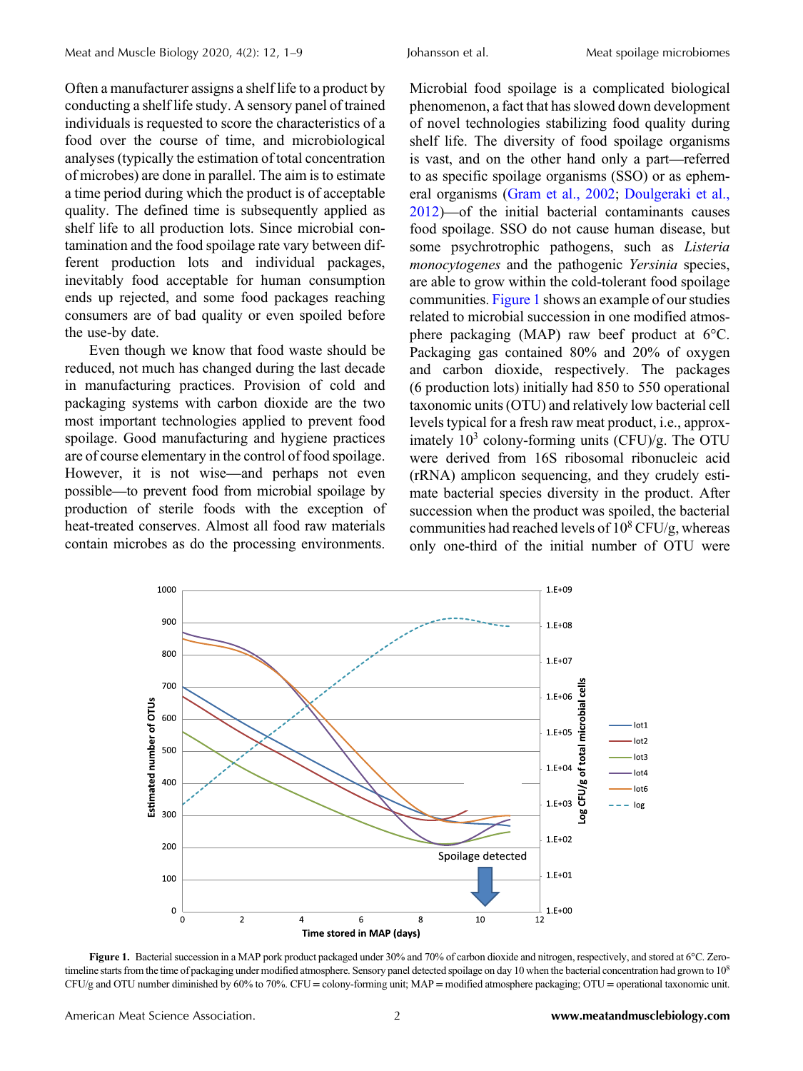Often a manufacturer assigns a shelf life to a product by conducting a shelf life study. A sensory panel of trained individuals is requested to score the characteristics of a food over the course of time, and microbiological analyses (typically the estimation of total concentration of microbes) are done in parallel. The aim is to estimate a time period during which the product is of acceptable quality. The defined time is subsequently applied as shelf life to all production lots. Since microbial contamination and the food spoilage rate vary between different production lots and individual packages, inevitably food acceptable for human consumption ends up rejected, and some food packages reaching consumers are of bad quality or even spoiled before the use-by date.

Even though we know that food waste should be reduced, not much has changed during the last decade in manufacturing practices. Provision of cold and packaging systems with carbon dioxide are the two most important technologies applied to prevent food spoilage. Good manufacturing and hygiene practices are of course elementary in the control of food spoilage. However, it is not wise—and perhaps not even possible—to prevent food from microbial spoilage by production of sterile foods with the exception of heat-treated conserves. Almost all food raw materials contain microbes as do the processing environments. Microbial food spoilage is a complicated biological phenomenon, a fact that has slowed down development of novel technologies stabilizing food quality during shelf life. The diversity of food spoilage organisms is vast, and on the other hand only a part—referred to as specific spoilage organisms (SSO) or as ephemeral organisms (Gram et al., 2002; Doulgeraki et al., 2012)—of the initial bacterial contaminants causes food spoilage. SSO do not cause human disease, but some psychrotrophic pathogens, such as *Listeria monocytogenes* and the pathogenic *Yersinia* species, are able to grow within the cold-tolerant food spoilage communities. Figure 1 shows an example of our studies related to microbial succession in one modified atmosphere packaging (MAP) raw beef product at 6°C. Packaging gas contained 80% and 20% of oxygen and carbon dioxide, respectively. The packages (6 production lots) initially had 850 to 550 operational taxonomic units (OTU) and relatively low bacterial cell levels typical for a fresh raw meat product, i.e., approximately $10^3$ colony-forming units (CFU)/g. The OTU were derived from 16S ribosomal ribonucleic acid (rRNA) amplicon sequencing, and they crudely estimate bacterial species diversity in the product. After succession when the product was spoiled, the bacterial communities had reached levels of $10^8$ CFU/g, whereas only one-third of the initial number of OTU were

**Figure 1.** Bacterial succession in a MAP pork product packaged under 30% and 70% of carbon dioxide and nitrogen, respectively, and stored at 6°C. Zero-timeline starts from the time of packaging under modified atmosphere. Sensory panel detected spoilage on day 10 when the bacterial concentration had grown to $10^8$ CFU/g and OTU number diminished by 60% to 70%. CFU = colony-forming unit; MAP = modified atmosphere packaging; OTU = operational taxonomic unit.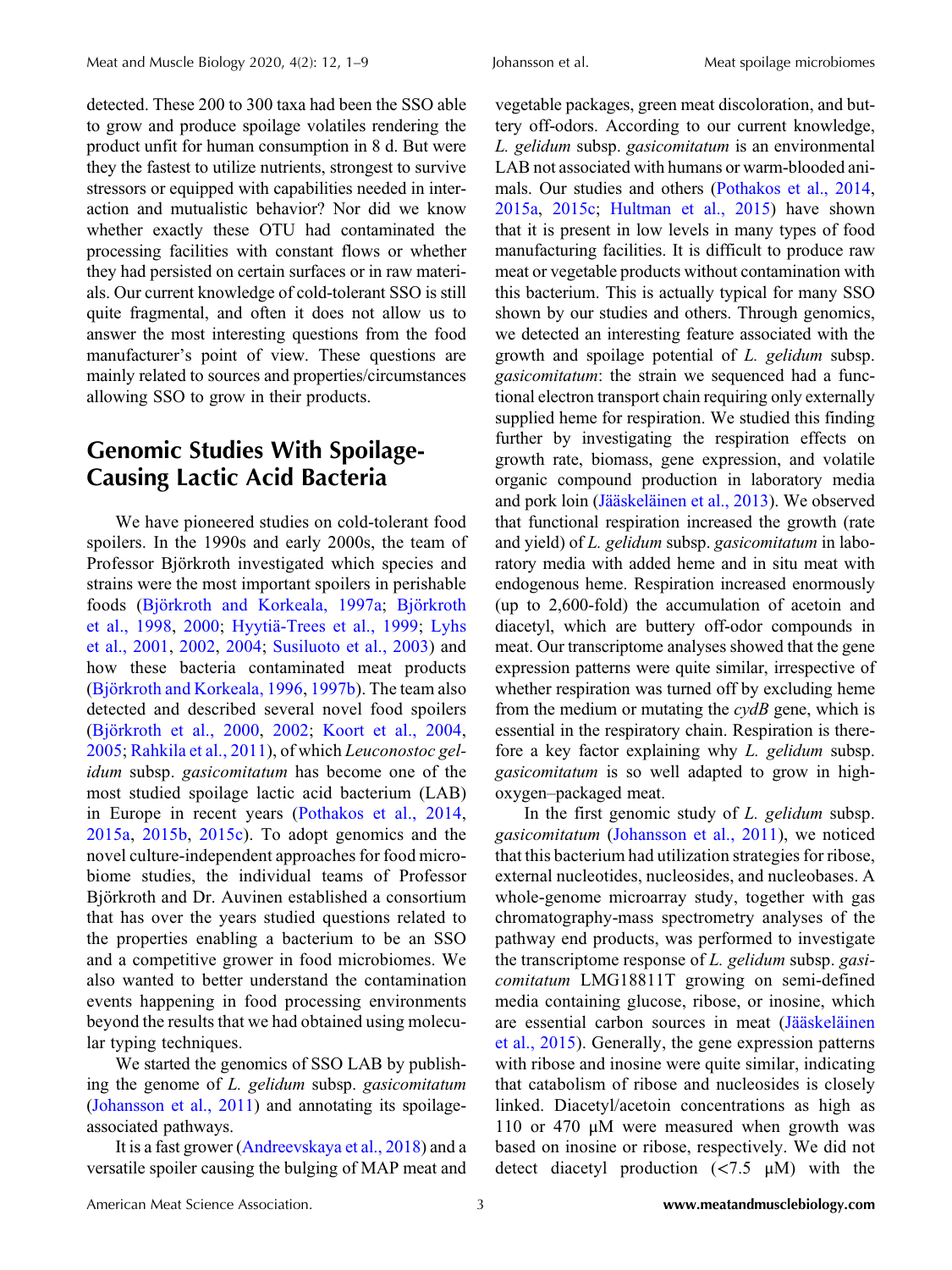detected. These 200 to 300 taxa had been the SSO able to grow and produce spoilage volatiles rendering the product unfit for human consumption in 8 d. But were they the fastest to utilize nutrients, strongest to survive stressors or equipped with capabilities needed in interaction and mutualistic behavior? Nor did we know whether exactly these OTU had contaminated the processing facilities with constant flows or whether they had persisted on certain surfaces or in raw materials. Our current knowledge of cold-tolerant SSO is still quite fragmental, and often it does not allow us to answer the most interesting questions from the food manufacturer's point of view. These questions are mainly related to sources and properties/circumstances allowing SSO to grow in their products.

## Genomic Studies With Spoilage-Causing Lactic Acid Bacteria

We have pioneered studies on cold-tolerant food spoilers. In the 1990s and early 2000s, the team of Professor Björkroth investigated which species and strains were the most important spoilers in perishable foods (Björkroth and Korkeala, 1997a; Björkroth et al., 1998, 2000; Hyytiä-Trees et al., 1999; Lyhs et al., 2001, 2002, 2004; Susiluoto et al., 2003) and how these bacteria contaminated meat products (Björkroth and Korkeala, 1996, 1997b). The team also detected and described several novel food spoilers (Björkroth et al., 2000, 2002; Koort et al., 2004, 2005; Rahkila et al., 2011), of which *Leuconostoc gelidum* subsp. *gasicomitatum* has become one of the most studied spoilage lactic acid bacterium (LAB) in Europe in recent years (Pothakos et al., 2014, 2015a, 2015b, 2015c). To adopt genomics and the novel culture-independent approaches for food microbiome studies, the individual teams of Professor Björkroth and Dr. Auvinen established a consortium that has over the years studied questions related to the properties enabling a bacterium to be an SSO and a competitive grower in food microbiomes. We also wanted to better understand the contamination events happening in food processing environments beyond the results that we had obtained using molecular typing techniques.

We started the genomics of SSO LAB by publishing the genome of *L. gelidum* subsp. *gasicomitatum* (Johansson et al., 2011) and annotating its spoilage-associated pathways.

It is a fast grower (Andreevskaya et al., 2018) and a versatile spoiler causing the bulging of MAP meat and vegetable packages, green meat discoloration, and buttery off-odors. According to our current knowledge, *L. gelidum* subsp. *gasicomitatum* is an environmental LAB not associated with humans or warm-blooded animals. Our studies and others (Pothakos et al., 2014, 2015a, 2015c; Hultman et al., 2015) have shown that it is present in low levels in many types of food manufacturing facilities. It is difficult to produce raw meat or vegetable products without contamination with this bacterium. This is actually typical for many SSO shown by our studies and others. Through genomics, we detected an interesting feature associated with the growth and spoilage potential of *L. gelidum* subsp. *gasicomitatum*: the strain we sequenced had a functional electron transport chain requiring only externally supplied heme for respiration. We studied this finding further by investigating the respiration effects on growth rate, biomass, gene expression, and volatile organic compound production in laboratory media and pork loin (Jääskeläinen et al., 2013). We observed that functional respiration increased the growth (rate and yield) of *L. gelidum* subsp. *gasicomitatum* in laboratory media with added heme and in situ meat with endogenous heme. Respiration increased enormously (up to 2,600-fold) the accumulation of acetoin and diacetyl, which are buttery off-odor compounds in meat. Our transcriptome analyses showed that the gene expression patterns were quite similar, irrespective of whether respiration was turned off by excluding heme from the medium or mutating the *cydB* gene, which is essential in the respiratory chain. Respiration is therefore a key factor explaining why *L. gelidum* subsp. *gasicomitatum* is so well adapted to grow in high-oxygen–packaged meat.

In the first genomic study of *L. gelidum* subsp. *gasicomitatum* (Johansson et al., 2011), we noticed that this bacterium had utilization strategies for ribose, external nucleotides, nucleosides, and nucleobases. A whole-genome microarray study, together with gas chromatography-mass spectrometry analyses of the pathway end products, was performed to investigate the transcriptome response of *L. gelidum* subsp. *gasicomitatum* LMG18811T growing on semi-defined media containing glucose, ribose, or inosine, which are essential carbon sources in meat (Jääskeläinen et al., 2015). Generally, the gene expression patterns with ribose and inosine were quite similar, indicating that catabolism of ribose and nucleosides is closely linked. Diacetyl/acetoin concentrations as high as 110 or 470 μM were measured when growth was based on inosine or ribose, respectively. We did not detect diacetyl production (<7.5 μM) with the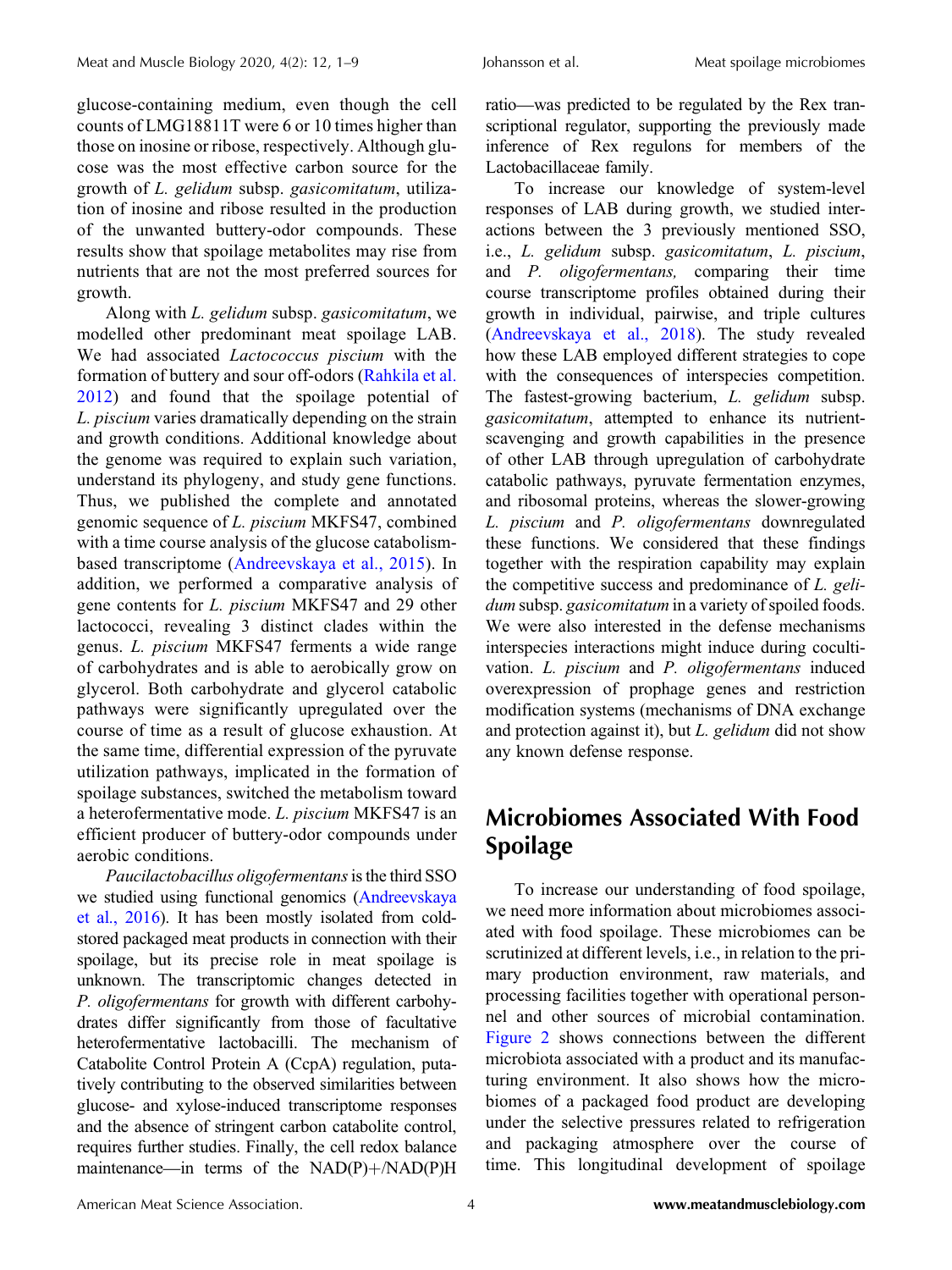glucose-containing medium, even though the cell counts of LMG18811T were 6 or 10 times higher than those on inosine or ribose, respectively. Although glucose was the most effective carbon source for the growth of *L. gelidum* subsp. *gasicomitatum*, utilization of inosine and ribose resulted in the production of the unwanted buttery-odor compounds. These results show that spoilage metabolites may rise from nutrients that are not the most preferred sources for growth.

Along with *L. gelidum* subsp. *gasicomitatum*, we modelled other predominant meat spoilage LAB. We had associated *Lactococcus piscium* with the formation of buttery and sour off-odors (Rahkila et al. 2012) and found that the spoilage potential of *L. piscium* varies dramatically depending on the strain and growth conditions. Additional knowledge about the genome was required to explain such variation, understand its phylogeny, and study gene functions. Thus, we published the complete and annotated genomic sequence of *L. piscium* MKFS47, combined with a time course analysis of the glucose catabolism-based transcriptome (Andreevskaya et al., 2015). In addition, we performed a comparative analysis of gene contents for *L. piscium* MKFS47 and 29 other lactococci, revealing 3 distinct clades within the genus. *L. piscium* MKFS47 ferments a wide range of carbohydrates and is able to aerobically grow on glycerol. Both carbohydrate and glycerol catabolic pathways were significantly upregulated over the course of time as a result of glucose exhaustion. At the same time, differential expression of the pyruvate utilization pathways, implicated in the formation of spoilage substances, switched the metabolism toward a heterofermentative mode. *L. piscium* MKFS47 is an efficient producer of buttery-odor compounds under aerobic conditions.

*Paucilactobacillus oligofermentans* is the third SSO we studied using functional genomics (Andreevskaya et al., 2016). It has been mostly isolated from cold-stored packaged meat products in connection with their spoilage, but its precise role in meat spoilage is unknown. The transcriptomic changes detected in *P. oligofermentans* for growth with different carbohydrates differ significantly from those of facultative heterofermentative lactobacilli. The mechanism of Catabolite Control Protein A (CcpA) regulation, putatively contributing to the observed similarities between glucose- and xylose-induced transcriptome responses and the absence of stringent carbon catabolite control, requires further studies. Finally, the cell redox balance maintenance—in terms of the NAD(P)+/NAD(P)H ratio—was predicted to be regulated by the Rex transcriptional regulator, supporting the previously made inference of Rex regulons for members of the Lactobacillaceae family.

To increase our knowledge of system-level responses of LAB during growth, we studied interactions between the 3 previously mentioned SSO, i.e., *L. gelidum* subsp. *gasicomitatum*, *L. piscium*, and *P. oligofermentans,* comparing their time course transcriptome profiles obtained during their growth in individual, pairwise, and triple cultures (Andreevskaya et al., 2018). The study revealed how these LAB employed different strategies to cope with the consequences of interspecies competition. The fastest-growing bacterium, *L. gelidum* subsp. *gasicomitatum*, attempted to enhance its nutrient-scavenging and growth capabilities in the presence of other LAB through upregulation of carbohydrate catabolic pathways, pyruvate fermentation enzymes, and ribosomal proteins, whereas the slower-growing *L. piscium* and *P. oligofermentans* downregulated these functions. We considered that these findings together with the respiration capability may explain the competitive success and predominance of *L. gelidum* subsp. *gasicomitatum* in a variety of spoiled foods. We were also interested in the defense mechanisms interspecies interactions might induce during cocultivation. *L. piscium* and *P. oligofermentans* induced overexpression of prophage genes and restriction modification systems (mechanisms of DNA exchange and protection against it), but *L. gelidum* did not show any known defense response.

## Microbiomes Associated With Food Spoilage

To increase our understanding of food spoilage, we need more information about microbiomes associated with food spoilage. These microbiomes can be scrutinized at different levels, i.e., in relation to the primary production environment, raw materials, and processing facilities together with operational personnel and other sources of microbial contamination. Figure 2 shows connections between the different microbiota associated with a product and its manufacturing environment. It also shows how the microbiomes of a packaged food product are developing under the selective pressures related to refrigeration and packaging atmosphere over the course of time. This longitudinal development of spoilage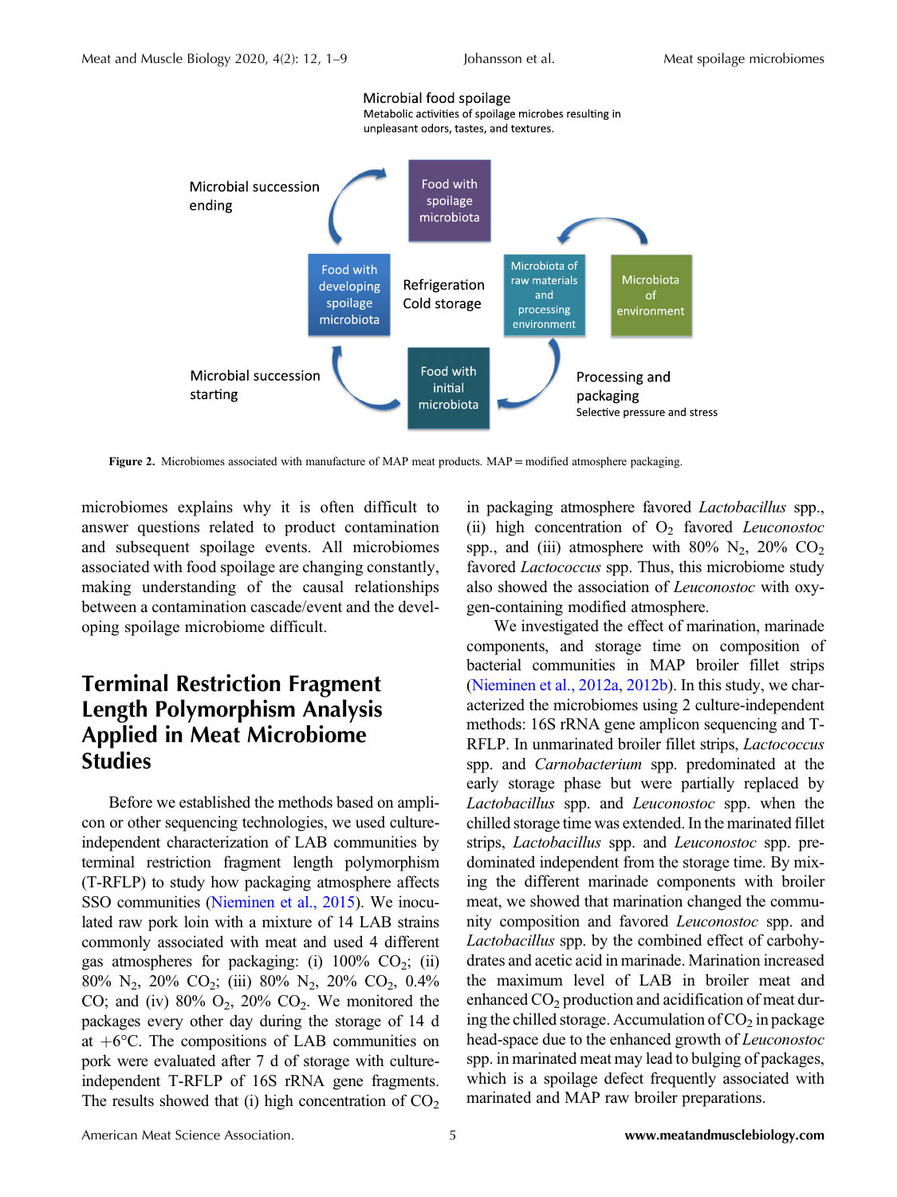Microbial food spoilage
Metabolic activities of spoilage microbes resulting in unpleasant odors, tastes, and textures.

Microbial succession ending

Food with spoilage microbiota

Food with developing spoilage microbiota

Refrigeration Cold storage

Microbiota of raw materials and processing environment

Microbiota of environment

Microbial succession starting

Food with initial microbiota

Processing and packaging
Selective pressure and stress

**Figure 2.** Microbiomes associated with manufacture of MAP meat products. MAP = modified atmosphere packaging.

microbiomes explains why it is often difficult to answer questions related to product contamination and subsequent spoilage events. All microbiomes associated with food spoilage are changing constantly, making understanding of the causal relationships between a contamination cascade/event and the developing spoilage microbiome difficult.

## Terminal Restriction Fragment Length Polymorphism Analysis Applied in Meat Microbiome Studies

Before we established the methods based on amplicon or other sequencing technologies, we used culture-independent characterization of LAB communities by terminal restriction fragment length polymorphism (T-RFLP) to study how packaging atmosphere affects SSO communities (Nieminen et al., 2015). We inoculated raw pork loin with a mixture of 14 LAB strains commonly associated with meat and used 4 different gas atmospheres for packaging: (i) 100% $CO_2$; (ii) 80% $N_2$, 20% $CO_2$; (iii) 80% $N_2$, 20% $CO_2$, 0.4% CO; and (iv) 80% $O_2$, 20% $CO_2$. We monitored the packages every other day during the storage of 14 d at +6°C. The compositions of LAB communities on pork were evaluated after 7 d of storage with culture-independent T-RFLP of 16S rRNA gene fragments. The results showed that (i) high concentration of $CO_2$ in packaging atmosphere favored *Lactobacillus* spp., (ii) high concentration of $O_2$ favored *Leuconostoc* spp., and (iii) atmosphere with 80% $N_2$, 20% $CO_2$ favored *Lactococcus* spp. Thus, this microbiome study also showed the association of *Leuconostoc* with oxygen-containing modified atmosphere.

We investigated the effect of marination, marinade components, and storage time on composition of bacterial communities in MAP broiler fillet strips (Nieminen et al., 2012a, 2012b). In this study, we characterized the microbiomes using 2 culture-independent methods: 16S rRNA gene amplicon sequencing and T-RFLP. In unmarinated broiler fillet strips, *Lactococcus* spp. and *Carnobacterium* spp. predominated at the early storage phase but were partially replaced by *Lactobacillus* spp. and *Leuconostoc* spp. when the chilled storage time was extended. In the marinated fillet strips, *Lactobacillus* spp. and *Leuconostoc* spp. predominated independent from the storage time. By mixing the different marinade components with broiler meat, we showed that marination changed the community composition and favored *Leuconostoc* spp. and *Lactobacillus* spp. by the combined effect of carbohydrates and acetic acid in marinade. Marination increased the maximum level of LAB in broiler meat and enhanced $CO_2$ production and acidification of meat during the chilled storage. Accumulation of $CO_2$ in package head-space due to the enhanced growth of *Leuconostoc* spp. in marinated meat may lead to bulging of packages, which is a spoilage defect frequently associated with marinated and MAP raw broiler preparations.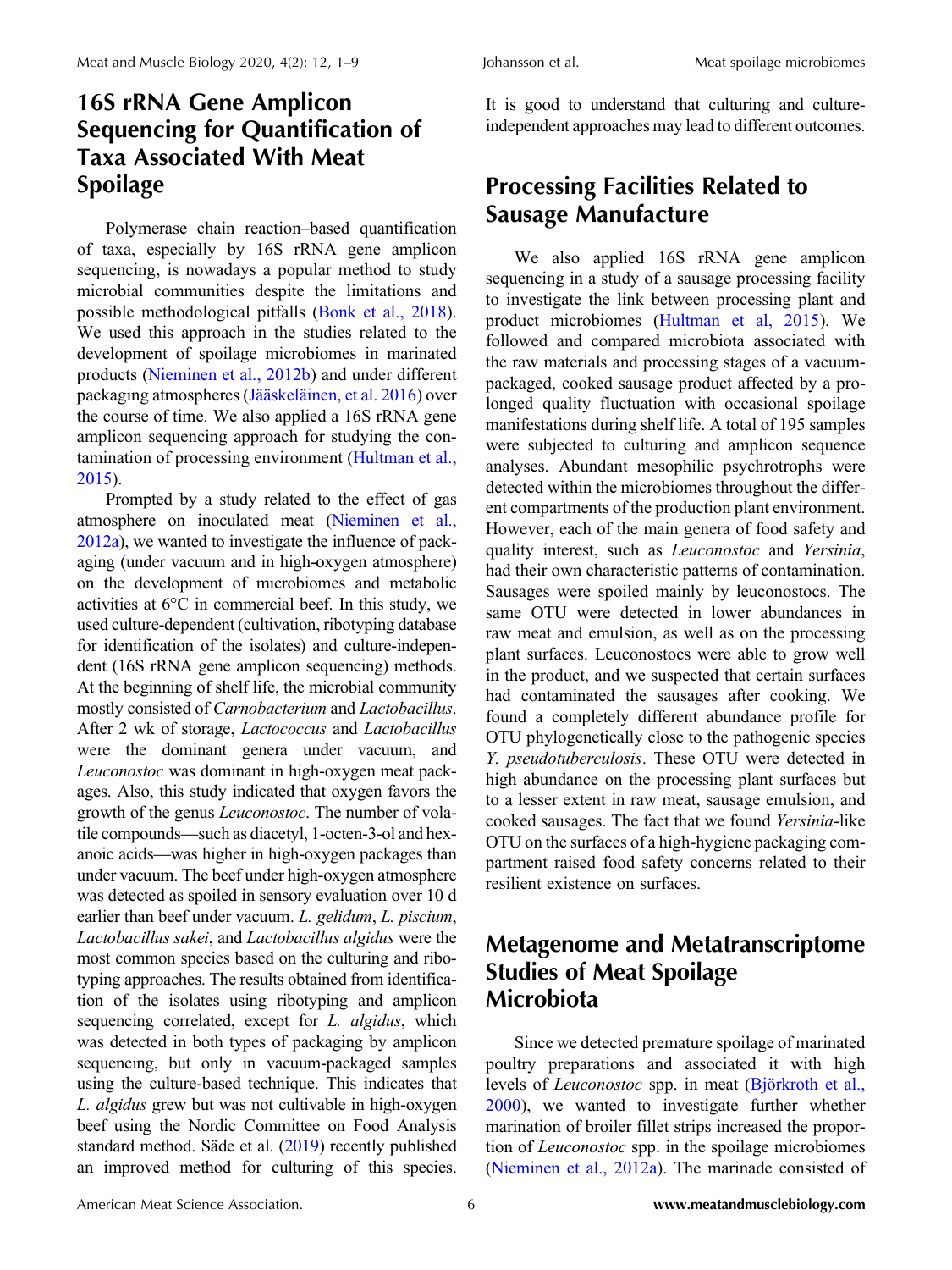## 16S rRNA Gene Amplicon Sequencing for Quantification of Taxa Associated With Meat Spoilage

Polymerase chain reaction–based quantification of taxa, especially by 16S rRNA gene amplicon sequencing, is nowadays a popular method to study microbial communities despite the limitations and possible methodological pitfalls (Bonk et al., 2018). We used this approach in the studies related to the development of spoilage microbiomes in marinated products (Nieminen et al., 2012b) and under different packaging atmospheres (Jääskeläinen, et al. 2016) over the course of time. We also applied a 16S rRNA gene amplicon sequencing approach for studying the contamination of processing environment (Hultman et al., 2015).

Prompted by a study related to the effect of gas atmosphere on inoculated meat (Nieminen et al., 2012a), we wanted to investigate the influence of packaging (under vacuum and in high-oxygen atmosphere) on the development of microbiomes and metabolic activities at 6°C in commercial beef. In this study, we used culture-dependent (cultivation, ribotyping database for identification of the isolates) and culture-independent (16S rRNA gene amplicon sequencing) methods. At the beginning of shelf life, the microbial community mostly consisted of *Carnobacterium* and *Lactobacillus*. After 2 wk of storage, *Lactococcus* and *Lactobacillus* were the dominant genera under vacuum, and *Leuconostoc* was dominant in high-oxygen meat packages. Also, this study indicated that oxygen favors the growth of the genus *Leuconostoc*. The number of volatile compounds—such as diacetyl, 1-octen-3-ol and hexanoic acids—was higher in high-oxygen packages than under vacuum. The beef under high-oxygen atmosphere was detected as spoiled in sensory evaluation over 10 d earlier than beef under vacuum. *L. gelidum*, *L. piscium*, *Lactobacillus sakei*, and *Lactobacillus algidus* were the most common species based on the culturing and ribotyping approaches. The results obtained from identification of the isolates using ribotyping and amplicon sequencing correlated, except for *L. algidus*, which was detected in both types of packaging by amplicon sequencing, but only in vacuum-packaged samples using the culture-based technique. This indicates that *L. algidus* grew but was not cultivable in high-oxygen beef using the Nordic Committee on Food Analysis standard method. Säde et al. (2019) recently published an improved method for culturing of this species. It is good to understand that culturing and culture-independent approaches may lead to different outcomes.

## Processing Facilities Related to Sausage Manufacture

We also applied 16S rRNA gene amplicon sequencing in a study of a sausage processing facility to investigate the link between processing plant and product microbiomes (Hultman et al, 2015). We followed and compared microbiota associated with the raw materials and processing stages of a vacuum-packaged, cooked sausage product affected by a prolonged quality fluctuation with occasional spoilage manifestations during shelf life. A total of 195 samples were subjected to culturing and amplicon sequence analyses. Abundant mesophilic psychrotrophs were detected within the microbiomes throughout the different compartments of the production plant environment. However, each of the main genera of food safety and quality interest, such as *Leuconostoc* and *Yersinia*, had their own characteristic patterns of contamination. Sausages were spoiled mainly by leuconostocs. The same OTU were detected in lower abundances in raw meat and emulsion, as well as on the processing plant surfaces. Leuconostocs were able to grow well in the product, and we suspected that certain surfaces had contaminated the sausages after cooking. We found a completely different abundance profile for OTU phylogenetically close to the pathogenic species *Y. pseudotuberculosis*. These OTU were detected in high abundance on the processing plant surfaces but to a lesser extent in raw meat, sausage emulsion, and cooked sausages. The fact that we found *Yersinia*-like OTU on the surfaces of a high-hygiene packaging compartment raised food safety concerns related to their resilient existence on surfaces.

## Metagenome and Metatranscriptome Studies of Meat Spoilage Microbiota

Since we detected premature spoilage of marinated poultry preparations and associated it with high levels of *Leuconostoc* spp. in meat (Björkroth et al., 2000), we wanted to investigate further whether marination of broiler fillet strips increased the proportion of *Leuconostoc* spp. in the spoilage microbiomes (Nieminen et al., 2012a). The marinade consisted of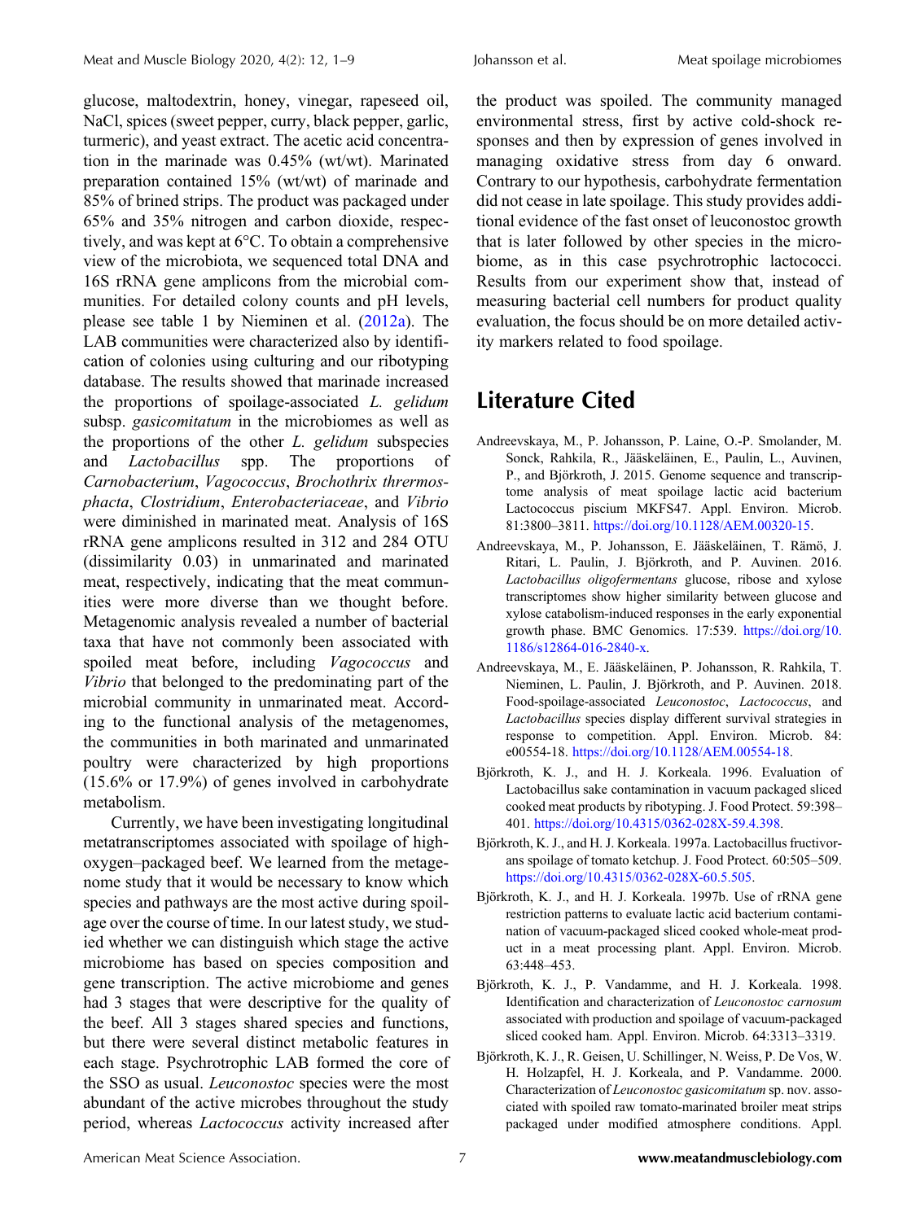glucose, maltodextrin, honey, vinegar, rapeseed oil, NaCl, spices (sweet pepper, curry, black pepper, garlic, turmeric), and yeast extract. The acetic acid concentration in the marinade was 0.45% (wt/wt). Marinated preparation contained 15% (wt/wt) of marinade and 85% of brined strips. The product was packaged under 65% and 35% nitrogen and carbon dioxide, respectively, and was kept at 6°C. To obtain a comprehensive view of the microbiota, we sequenced total DNA and 16S rRNA gene amplicons from the microbial communities. For detailed colony counts and pH levels, please see table 1 by Nieminen et al. (2012a). The LAB communities were characterized also by identification of colonies using culturing and our ribotyping database. The results showed that marinade increased the proportions of spoilage-associated *L. gelidum* subsp. *gasicomitatum* in the microbiomes as well as the proportions of the other *L. gelidum* subspecies and *Lactobacillus* spp. The proportions of *Carnobacterium*, *Vagococcus*, *Brochothrix thrermosphacta*, *Clostridium*, *Enterobacteriaceae*, and *Vibrio* were diminished in marinated meat. Analysis of 16S rRNA gene amplicons resulted in 312 and 284 OTU (dissimilarity 0.03) in unmarinated and marinated meat, respectively, indicating that the meat communities were more diverse than we thought before. Metagenomic analysis revealed a number of bacterial taxa that have not commonly been associated with spoiled meat before, including *Vagococcus* and *Vibrio* that belonged to the predominating part of the microbial community in unmarinated meat. According to the functional analysis of the metagenomes, the communities in both marinated and unmarinated poultry were characterized by high proportions (15.6% or 17.9%) of genes involved in carbohydrate metabolism.

Currently, we have been investigating longitudinal metatranscriptomes associated with spoilage of high-oxygen–packaged beef. We learned from the metagenome study that it would be necessary to know which species and pathways are the most active during spoilage over the course of time. In our latest study, we studied whether we can distinguish which stage the active microbiome has based on species composition and gene transcription. The active microbiome and genes had 3 stages that were descriptive for the quality of the beef. All 3 stages shared species and functions, but there were several distinct metabolic features in each stage. Psychrotrophic LAB formed the core of the SSO as usual. *Leuconostoc* species were the most abundant of the active microbes throughout the study period, whereas *Lactococcus* activity increased after the product was spoiled. The community managed environmental stress, first by active cold-shock responses and then by expression of genes involved in managing oxidative stress from day 6 onward. Contrary to our hypothesis, carbohydrate fermentation did not cease in late spoilage. This study provides additional evidence of the fast onset of leuconostoc growth that is later followed by other species in the microbiome, as in this case psychrotrophic lactococci. Results from our experiment show that, instead of measuring bacterial cell numbers for product quality evaluation, the focus should be on more detailed activity markers related to food spoilage.

## Literature Cited

Andreevskaya, M., P. Johansson, P. Laine, O.-P. Smolander, M. Sonck, Rahkila, R., Jääskeläinen, E., Paulin, L., Auvinen, P., and Björkroth, J. 2015. Genome sequence and transcriptome analysis of meat spoilage lactic acid bacterium Lactococcus piscium MKFS47. Appl. Environ. Microb. 81:3800–3811. https://doi.org/10.1128/AEM.00320-15.

Andreevskaya, M., P. Johansson, E. Jääskeläinen, T. Rämö, J. Ritari, L. Paulin, J. Björkroth, and P. Auvinen. 2016. *Lactobacillus oligofermentans* glucose, ribose and xylose transcriptomes show higher similarity between glucose and xylose catabolism-induced responses in the early exponential growth phase. BMC Genomics. 17:539. https://doi.org/10.1186/s12864-016-2840-x.

Andreevskaya, M., E. Jääskeläinen, P. Johansson, R. Rahkila, T. Nieminen, L. Paulin, J. Björkroth, and P. Auvinen. 2018. Food-spoilage-associated *Leuconostoc*, *Lactococcus*, and *Lactobacillus* species display different survival strategies in response to competition. Appl. Environ. Microb. 84: e00554-18. https://doi.org/10.1128/AEM.00554-18.

Björkroth, K. J., and H. J. Korkeala. 1996. Evaluation of Lactobacillus sake contamination in vacuum packaged sliced cooked meat products by ribotyping. J. Food Protect. 59:398–401. https://doi.org/10.4315/0362-028X-59.4.398.

Björkroth, K. J., and H. J. Korkeala. 1997a. Lactobacillus fructivorans spoilage of tomato ketchup. J. Food Protect. 60:505–509. https://doi.org/10.4315/0362-028X-60.5.505.

Björkroth, K. J., and H. J. Korkeala. 1997b. Use of rRNA gene restriction patterns to evaluate lactic acid bacterium contamination of vacuum-packaged sliced cooked whole-meat product in a meat processing plant. Appl. Environ. Microb. 63:448–453.

Björkroth, K. J., P. Vandamme, and H. J. Korkeala. 1998. Identification and characterization of *Leuconostoc carnosum* associated with production and spoilage of vacuum-packaged sliced cooked ham. Appl. Environ. Microb. 64:3313–3319.

Björkroth, K. J., R. Geisen, U. Schillinger, N. Weiss, P. De Vos, W. H. Holzapfel, H. J. Korkeala, and P. Vandamme. 2000. Characterization of *Leuconostoc gasicomitatum* sp. nov. associated with spoiled raw tomato-marinated broiler meat strips packaged under modified atmosphere conditions. Appl.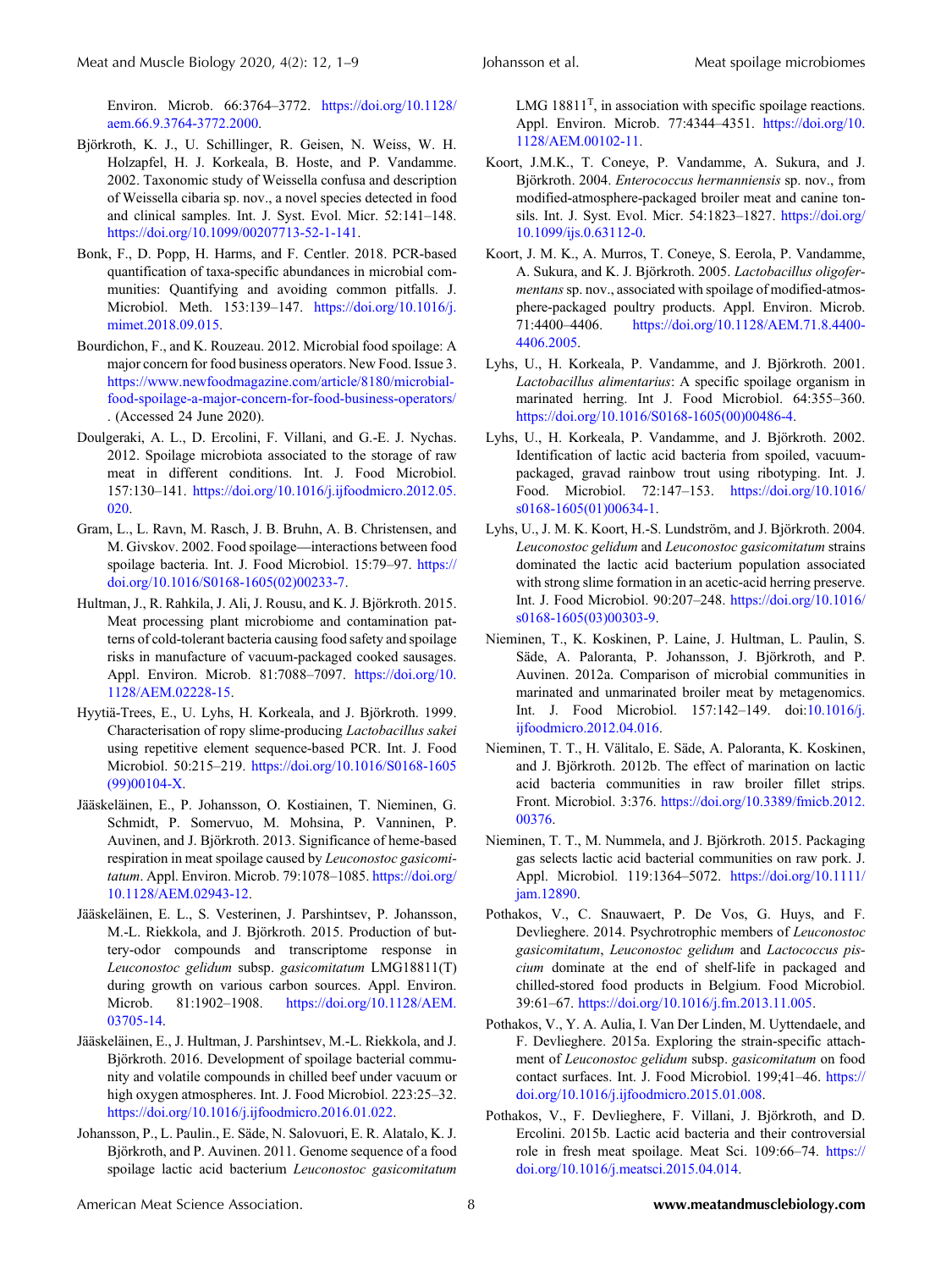Environ. Microb. 66:3764–3772. https://doi.org/10.1128/aem.66.9.3764-3772.2000.

Björkroth, K. J., U. Schillinger, R. Geisen, N. Weiss, W. H. Holzapfel, H. J. Korkeala, B. Hoste, and P. Vandamme. 2002. Taxonomic study of Weissella confusa and description of Weissella cibaria sp. nov., a novel species detected in food and clinical samples. Int. J. Syst. Evol. Micr. 52:141–148. https://doi.org/10.1099/00207713-52-1-141.

Bonk, F., D. Popp, H. Harms, and F. Centler. 2018. PCR-based quantification of taxa-specific abundances in microbial communities: Quantifying and avoiding common pitfalls. J. Microbiol. Meth. 153:139–147. https://doi.org/10.1016/j.mimet.2018.09.015.

Bourdichon, F., and K. Rouzeau. 2012. Microbial food spoilage: A major concern for food business operators. New Food. Issue 3. https://www.newfoodmagazine.com/article/8180/microbial-food-spoilage-a-major-concern-for-food-business-operators/. (Accessed 24 June 2020).

Doulgeraki, A. L., D. Ercolini, F. Villani, and G.-E. J. Nychas. 2012. Spoilage microbiota associated to the storage of raw meat in different conditions. Int. J. Food Microbiol. 157:130–141. https://doi.org/10.1016/j.ijfoodmicro.2012.05.020.

Gram, L., L. Ravn, M. Rasch, J. B. Bruhn, A. B. Christensen, and M. Givskov. 2002. Food spoilage—interactions between food spoilage bacteria. Int. J. Food Microbiol. 15:79–97. https://doi.org/10.1016/S0168-1605(02)00233-7.

Hultman, J., R. Rahkila, J. Ali, J. Rousu, and K. J. Björkroth. 2015. Meat processing plant microbiome and contamination patterns of cold-tolerant bacteria causing food safety and spoilage risks in manufacture of vacuum-packaged cooked sausages. Appl. Environ. Microb. 81:7088–7097. https://doi.org/10.1128/AEM.02228-15.

Hyytiä-Trees, E., U. Lyhs, H. Korkeala, and J. Björkroth. 1999. Characterisation of ropy slime-producing *Lactobacillus sakei* using repetitive element sequence-based PCR. Int. J. Food Microbiol. 50:215–219. https://doi.org/10.1016/S0168-1605(99)00104-X.

Jääskeläinen, E., P. Johansson, O. Kostiainen, T. Nieminen, G. Schmidt, P. Somervuo, M. Mohsina, P. Vanninen, P. Auvinen, and J. Björkroth. 2013. Significance of heme-based respiration in meat spoilage caused by *Leuconostoc gasicomitatum*. Appl. Environ. Microb. 79:1078–1085. https://doi.org/10.1128/AEM.02943-12.

Jääskeläinen, E. L., S. Vesterinen, J. Parshintsev, P. Johansson, M.-L. Riekkola, and J. Björkroth. 2015. Production of buttery-odor compounds and transcriptome response in *Leuconostoc gelidum* subsp. *gasicomitatum* LMG18811(T) during growth on various carbon sources. Appl. Environ. Microb. 81:1902–1908. https://doi.org/10.1128/AEM.03705-14.

Jääskeläinen, E., J. Hultman, J. Parshintsev, M.-L. Riekkola, and J. Björkroth. 2016. Development of spoilage bacterial community and volatile compounds in chilled beef under vacuum or high oxygen atmospheres. Int. J. Food Microbiol. 223:25–32. https://doi.org/10.1016/j.ijfoodmicro.2016.01.022.

Johansson, P., L. Paulin., E. Säde, N. Salovuori, E. R. Alatalo, K. J. Björkroth, and P. Auvinen. 2011. Genome sequence of a food spoilage lactic acid bacterium *Leuconostoc gasicomitatum* LMG 18811$^T$, in association with specific spoilage reactions. Appl. Environ. Microb. 77:4344–4351. https://doi.org/10.1128/AEM.00102-11.

Koort, J.M.K., T. Coneye, P. Vandamme, A. Sukura, and J. Björkroth. 2004. *Enterococcus hermanniensis* sp. nov., from modified-atmosphere-packaged broiler meat and canine tonsils. Int. J. Syst. Evol. Micr. 54:1823–1827. https://doi.org/10.1099/ijs.0.63112-0.

Koort, J. M. K., A. Murros, T. Coneye, S. Eerola, P. Vandamme, A. Sukura, and K. J. Björkroth. 2005. *Lactobacillus oligofermentans* sp. nov., associated with spoilage of modified-atmosphere-packaged poultry products. Appl. Environ. Microb. 71:4400–4406. https://doi.org/10.1128/AEM.71.8.4400-4406.2005.

Lyhs, U., H. Korkeala, P. Vandamme, and J. Björkroth. 2001. *Lactobacillus alimentarius*: A specific spoilage organism in marinated herring. Int J. Food Microbiol. 64:355–360. https://doi.org/10.1016/S0168-1605(00)00486-4.

Lyhs, U., H. Korkeala, P. Vandamme, and J. Björkroth. 2002. Identification of lactic acid bacteria from spoiled, vacuum-packaged, gravad rainbow trout using ribotyping. Int. J. Food. Microbiol. 72:147–153. https://doi.org/10.1016/s0168-1605(01)00634-1.

Lyhs, U., J. M. K. Koort, H.-S. Lundström, and J. Björkroth. 2004. *Leuconostoc gelidum* and *Leuconostoc gasicomitatum* strains dominated the lactic acid bacterium population associated with strong slime formation in an acetic-acid herring preserve. Int. J. Food Microbiol. 90:207–248. https://doi.org/10.1016/s0168-1605(03)00303-9.

Nieminen, T., K. Koskinen, P. Laine, J. Hultman, L. Paulin, S. Säde, A. Paloranta, P. Johansson, J. Björkroth, and P. Auvinen. 2012a. Comparison of microbial communities in marinated and unmarinated broiler meat by metagenomics. Int. J. Food Microbiol. 157:142–149. doi:10.1016/j.ijfoodmicro.2012.04.016.

Nieminen, T. T., H. Välitalo, E. Säde, A. Paloranta, K. Koskinen, and J. Björkroth. 2012b. The effect of marination on lactic acid bacteria communities in raw broiler fillet strips. Front. Microbiol. 3:376. https://doi.org/10.3389/fmicb.2012.00376.

Nieminen, T. T., M. Nummela, and J. Björkroth. 2015. Packaging gas selects lactic acid bacterial communities on raw pork. J. Appl. Microbiol. 119:1364–5072. https://doi.org/10.1111/jam.12890.

Pothakos, V., C. Snauwaert, P. De Vos, G. Huys, and F. Devlieghere. 2014. Psychrotrophic members of *Leuconostoc gasicomitatum*, *Leuconostoc gelidum* and *Lactococcus piscium* dominate at the end of shelf-life in packaged and chilled-stored food products in Belgium. Food Microbiol. 39:61–67. https://doi.org/10.1016/j.fm.2013.11.005.

Pothakos, V., Y. A. Aulia, I. Van Der Linden, M. Uyttendaele, and F. Devlieghere. 2015a. Exploring the strain-specific attachment of *Leuconostoc gelidum* subsp. *gasicomitatum* on food contact surfaces. Int. J. Food Microbiol. 199;41–46. https://doi.org/10.1016/j.ijfoodmicro.2015.01.008.

Pothakos, V., F. Devlieghere, F. Villani, J. Björkroth, and D. Ercolini. 2015b. Lactic acid bacteria and their controversial role in fresh meat spoilage. Meat Sci. 109:66–74. https://doi.org/10.1016/j.meatsci.2015.04.014.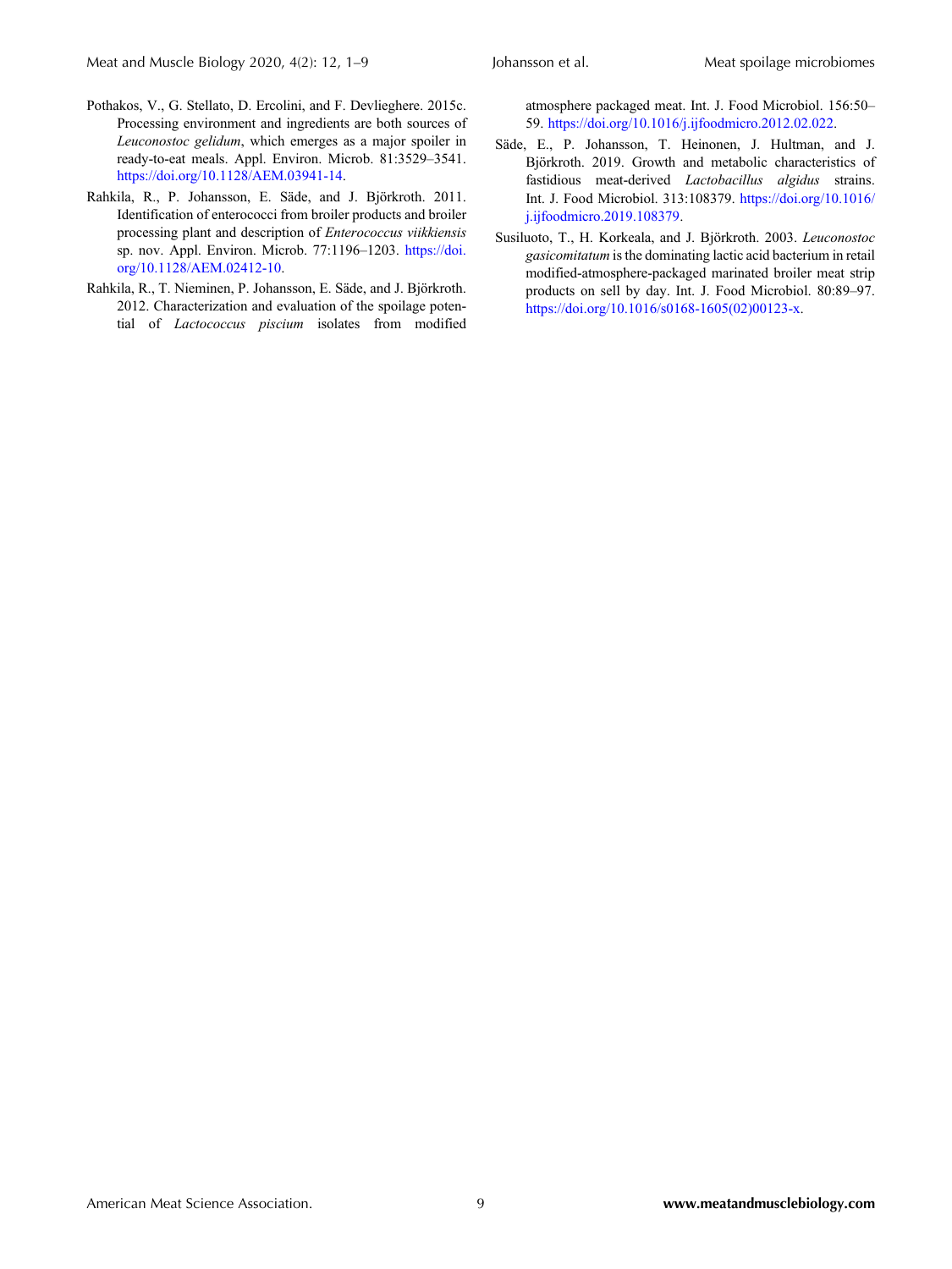Pothakos, V., G. Stellato, D. Ercolini, and F. Devlieghere. 2015c. Processing environment and ingredients are both sources of *Leuconostoc gelidum*, which emerges as a major spoiler in ready-to-eat meals. Appl. Environ. Microb. 81:3529–3541. https://doi.org/10.1128/AEM.03941-14.

Rahkila, R., P. Johansson, E. Säde, and J. Björkroth. 2011. Identification of enterococci from broiler products and broiler processing plant and description of *Enterococcus viikkiensis* sp. nov. Appl. Environ. Microb. 77:1196–1203. https://doi.org/10.1128/AEM.02412-10.

Rahkila, R., T. Nieminen, P. Johansson, E. Säde, and J. Björkroth. 2012. Characterization and evaluation of the spoilage potential of *Lactococcus piscium* isolates from modified atmosphere packaged meat. Int. J. Food Microbiol. 156:50–59. https://doi.org/10.1016/j.ijfoodmicro.2012.02.022.

Säde, E., P. Johansson, T. Heinonen, J. Hultman, and J. Björkroth. 2019. Growth and metabolic characteristics of fastidious meat-derived *Lactobacillus algidus* strains. Int. J. Food Microbiol. 313:108379. https://doi.org/10.1016/j.ijfoodmicro.2019.108379.

Susiluoto, T., H. Korkeala, and J. Björkroth. 2003. *Leuconostoc gasicomitatum* is the dominating lactic acid bacterium in retail modified-atmosphere-packaged marinated broiler meat strip products on sell by day. Int. J. Food Microbiol. 80:89–97. https://doi.org/10.1016/s0168-1605(02)00123-x.